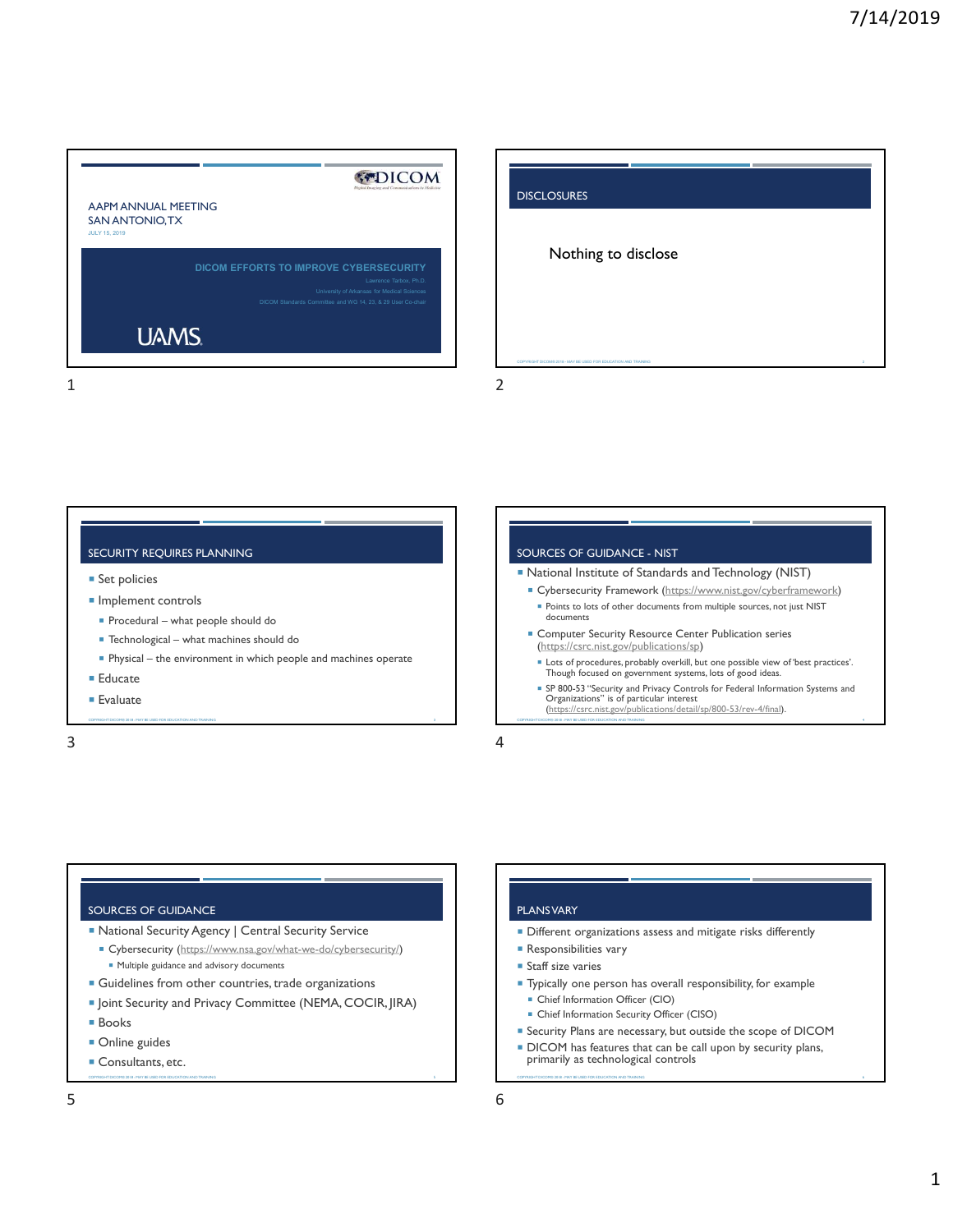## AAPM ANNUAL MEETING
SAN ANTONIO, TX
JULY 15, 2019

# DICOM EFFORTS TO IMPROVE CYBERSECURITY

Lawrence Tarbox, Ph.D.
University of Arkansas for Medical Sciences
DICOM Standards Committee and WG 14, 23, & 29 User Co-chair

UAMS

## DISCLOSURES

Nothing to disclose

## SECURITY REQUIRES PLANNING

- Set policies
- Implement controls
  - Procedural – what people should do
  - Technological – what machines should do
  - Physical – the environment in which people and machines operate
- Educate
- Evaluate

## SOURCES OF GUIDANCE - NIST

- National Institute of Standards and Technology (NIST)
  - Cybersecurity Framework (https://www.nist.gov/cyberframework)
    - Points to lots of other documents from multiple sources, not just NIST documents
  - Computer Security Resource Center Publication series (https://csrc.nist.gov/publications/sp)
    - Lots of procedures, probably overkill, but one possible view of 'best practices'. Though focused on government systems, lots of good ideas.
    - SP 800-53 "Security and Privacy Controls for Federal Information Systems and Organizations" is of particular interest (https://csrc.nist.gov/publications/detail/sp/800-53/rev-4/final).

## SOURCES OF GUIDANCE

- National Security Agency | Central Security Service
  - Cybersecurity (https://www.nsa.gov/what-we-do/cybersecurity/)
    - Multiple guidance and advisory documents
- Guidelines from other countries, trade organizations
- Joint Security and Privacy Committee (NEMA, COCIR, JIRA)
- Books
- Online guides
- Consultants, etc.

## PLANS VARY

- Different organizations assess and mitigate risks differently
- Responsibilities vary
- Staff size varies
- Typically one person has overall responsibility, for example
  - Chief Information Officer (CIO)
  - Chief Information Security Officer (CISO)
- Security Plans are necessary, but outside the scope of DICOM
- DICOM has features that can be call upon by security plans, primarily as technological controls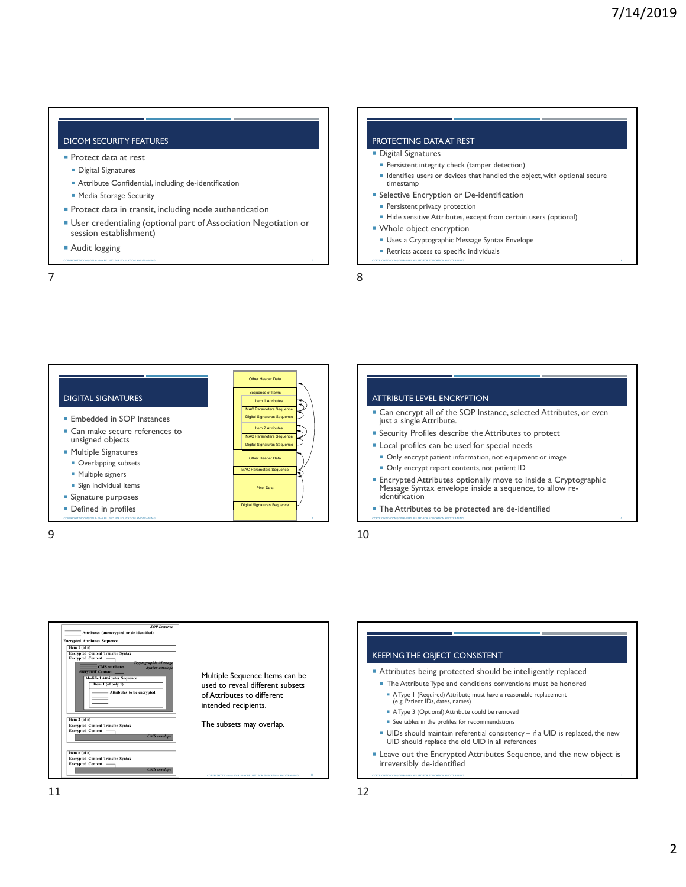## DICOM SECURITY FEATURES

- Protect data at rest
  - Digital Signatures
  - Attribute Confidential, including de-identification
  - Media Storage Security
- Protect data in transit, including node authentication
- User credentialing (optional part of Association Negotiation or session establishment)
- Audit logging

## PROTECTING DATA AT REST

- Digital Signatures
  - Persistent integrity check (tamper detection)
  - Identifies users or devices that handled the object, with optional secure timestamp
- Selective Encryption or De-identification
  - Persistent privacy protection
  - Hide sensitive Attributes, except from certain users (optional)
- Whole object encryption
  - Uses a Cryptographic Message Syntax Envelope
  - Retricts access to specific individuals

## DIGITAL SIGNATURES

- Embedded in SOP Instances
- Can make secure references to unsigned objects
- Multiple Signatures
  - Overlapping subsets
  - Multiple signers
  - Sign individual items
- Signature purposes
- Defined in profiles

Other Header Data
Sequence of Items
Item 1 Attributes
MAC Parameters Sequence
Digital Signatures Sequence
Item 2 Attributes
MAC Parameters Sequence
Digital Signatures Sequence
Other Header Data
MAC Parameters Sequence
Pixel Data
Digital Signatures Sequence

## ATTRIBUTE LEVEL ENCRYPTION

- Can encrypt all of the SOP Instance, selected Attributes, or even just a single Attribute.
- Security Profiles describe the Attributes to protect
- Local profiles can be used for special needs
  - Only encrypt patient information, not equipment or image
  - Only encrypt report contents, not patient ID
- Encrypted Attributes optionally move to inside a Cryptographic Message Syntax envelope inside a sequence, to allow re-identification
- The Attributes to be protected are de-identified

SOP Instance
Attributes (unencrypted or de-identified)
Encrypted Attributes Sequence
Item 1 (of n)
Encrypted Content Transfer Syntax
Encrypted Content
Cryptographic Message Syntax envelope
CMS attributes
encrypted Content
Modified Attributes Sequence
Item 1 (of only 1)
Attributes to be encrypted
Item 2 (of n)
Encrypted Content Transfer Syntax
Encrypted Content
CMS envelope
Item n (of n)
Encrypted Content Transfer Syntax
Encrypted Content
CMS envelope

Multiple Sequence Items can be used to reveal different subsets of Attributes to different intended recipients.

The subsets may overlap.

## KEEPING THE OBJECT CONSISTENT

- Attributes being protected should be intelligently replaced
  - The Attribute Type and conditions conventions must be honored
    - A Type 1 (Required) Attribute must have a reasonable replacement (e.g. Patient IDs, dates, names)
    - A Type 3 (Optional) Attribute could be removed
    - See tables in the profiles for recommendations
  - UIDs should maintain referential consistency – if a UID is replaced, the new UID should replace the old UID in all references
- Leave out the Encrypted Attributes Sequence, and the new object is irreversibly de-identified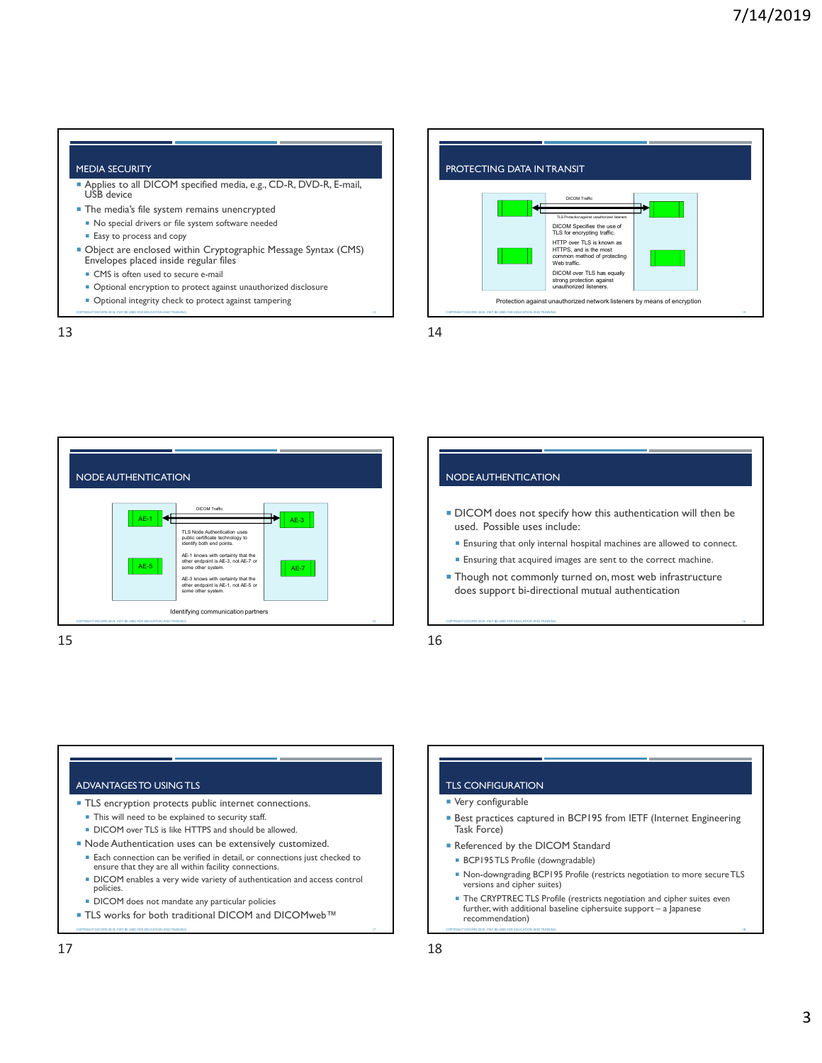## MEDIA SECURITY

- Applies to all DICOM specified media, e.g., CD-R, DVD-R, E-mail, USB device
- The media's file system remains unencrypted
  - No special drivers or file system software needed
  - Easy to process and copy
- Object are enclosed within Cryptographic Message Syntax (CMS) Envelopes placed inside regular files
  - CMS is often used to secure e-mail
  - Optional encryption to protect against unauthorized disclosure
  - Optional integrity check to protect against tampering

## PROTECTING DATA IN TRANSIT

DICOM Traffic

TLS Protection against unauthorized listeners

DICOM Specifies the use of TLS for encrypting traffic.

HTTP over TLS is known as HTTPS, and is the most common method of protecting Web traffic.

DICOM over TLS has equally strong protection against unauthorized listeners.

Protection against unauthorized network listeners by means of encryption

## NODE AUTHENTICATION

DICOM Traffic

AE-1 | AE-3 | AE-5 | AE-7

TLS Node Authentication uses public certificate technology to identify both end points.

AE-1 knows with certainty that the other endpoint is AE-3, not AE-7 or some other system.

AE-3 knows with certainty that the other endpoint is AE-1, not AE-5 or some other system.

Identifying communication partners

## NODE AUTHENTICATION

- DICOM does not specify how this authentication will then be used. Possible uses include:
  - Ensuring that only internal hospital machines are allowed to connect.
  - Ensuring that acquired images are sent to the correct machine.
- Though not commonly turned on, most web infrastructure does support bi-directional mutual authentication

## ADVANTAGES TO USING TLS

- TLS encryption protects public internet connections.
  - This will need to be explained to security staff.
  - DICOM over TLS is like HTTPS and should be allowed.
- Node Authentication uses can be extensively customized.
  - Each connection can be verified in detail, or connections just checked to ensure that they are all within facility connections.
  - DICOM enables a very wide variety of authentication and access control policies.
  - DICOM does not mandate any particular policies
- TLS works for both traditional DICOM and DICOMweb™

## TLS CONFIGURATION

- Very configurable
- Best practices captured in BCP195 from IETF (Internet Engineering Task Force)
- Referenced by the DICOM Standard
  - BCP195 TLS Profile (downgradable)
  - Non-downgrading BCP195 Profile (restricts negotiation to more secure TLS versions and cipher suites)
  - The CRYPTREC TLS Profile (restricts negotiation and cipher suites even further, with additional baseline ciphersuite support – a Japanese recommendation)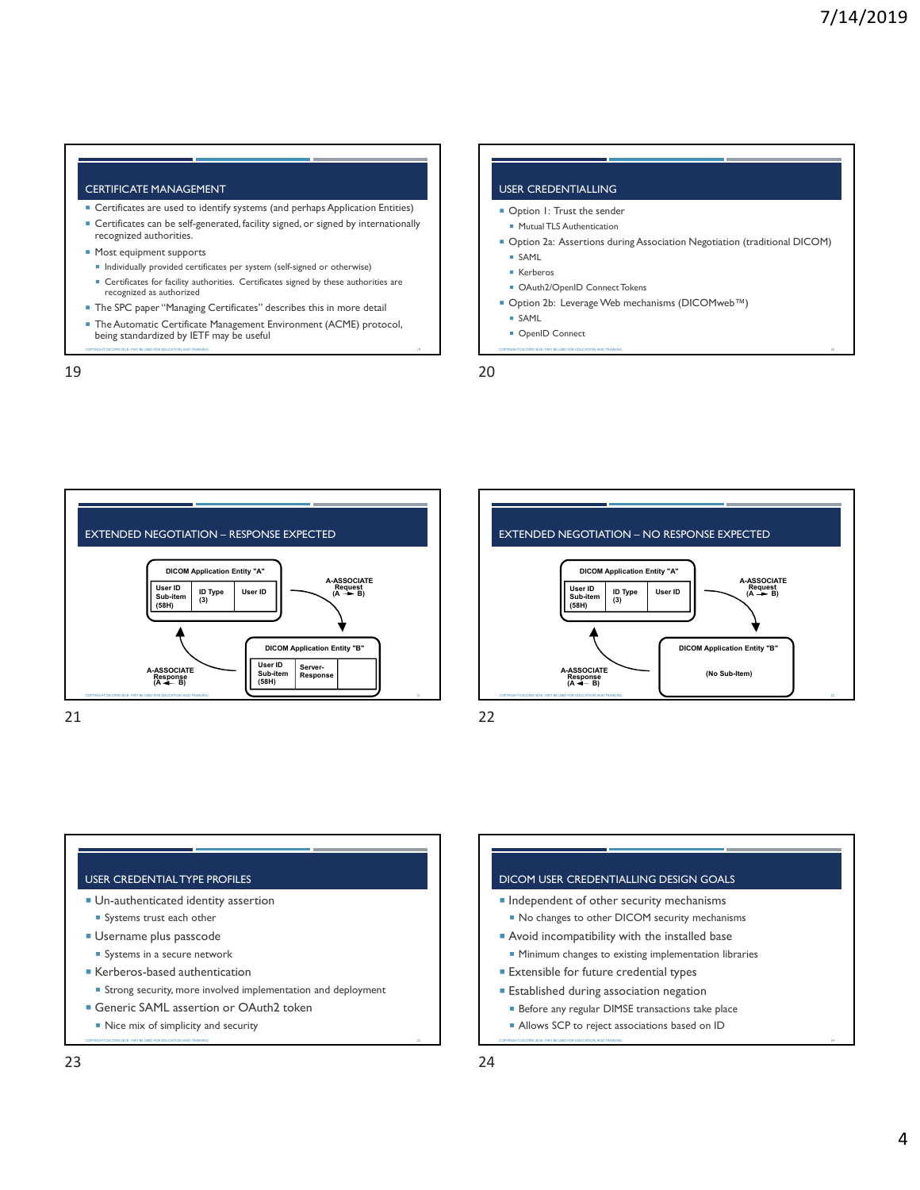## CERTIFICATE MANAGEMENT

- Certificates are used to identify systems (and perhaps Application Entities)
- Certificates can be self-generated, facility signed, or signed by internationally recognized authorities.
- Most equipment supports
  - Individually provided certificates per system (self-signed or otherwise)
  - Certificates for facility authorities. Certificates signed by these authorities are recognized as authorized
- The SPC paper "Managing Certificates" describes this in more detail
- The Automatic Certificate Management Environment (ACME) protocol, being standardized by IETF may be useful

## USER CREDENTIALLING

- Option 1: Trust the sender
  - Mutual TLS Authentication
- Option 2a: Assertions during Association Negotiation (traditional DICOM)
  - SAML
  - Kerberos
  - OAuth2/OpenID Connect Tokens
- Option 2b: Leverage Web mechanisms (DICOMweb™)
  - SAML
  - OpenID Connect

## EXTENDED NEGOTIATION – RESPONSE EXPECTED

DICOM Application Entity "A"

| User ID Sub-item (58H) | ID Type (3) | User ID |
|---|---|---|

A-ASSOCIATE Request (A → B)

DICOM Application Entity "B"

| User ID Sub-item (58H) | Server-Response | |
|---|---|---|

A-ASSOCIATE Response (A ← B)

## EXTENDED NEGOTIATION – NO RESPONSE EXPECTED

DICOM Application Entity "A"

| User ID Sub-item (58H) | ID Type (3) | User ID |
|---|---|---|

A-ASSOCIATE Request (A → B)

DICOM Application Entity "B"

(No Sub-Item)

A-ASSOCIATE Response (A ← B)

## USER CREDENTIAL TYPE PROFILES

- Un-authenticated identity assertion
  - Systems trust each other
- Username plus passcode
  - Systems in a secure network
- Kerberos-based authentication
  - Strong security, more involved implementation and deployment
- Generic SAML assertion or OAuth2 token
  - Nice mix of simplicity and security

## DICOM USER CREDENTIALLING DESIGN GOALS

- Independent of other security mechanisms
  - No changes to other DICOM security mechanisms
- Avoid incompatibility with the installed base
  - Minimum changes to existing implementation libraries
- Extensible for future credential types
- Established during association negation
  - Before any regular DIMSE transactions take place
  - Allows SCP to reject associations based on ID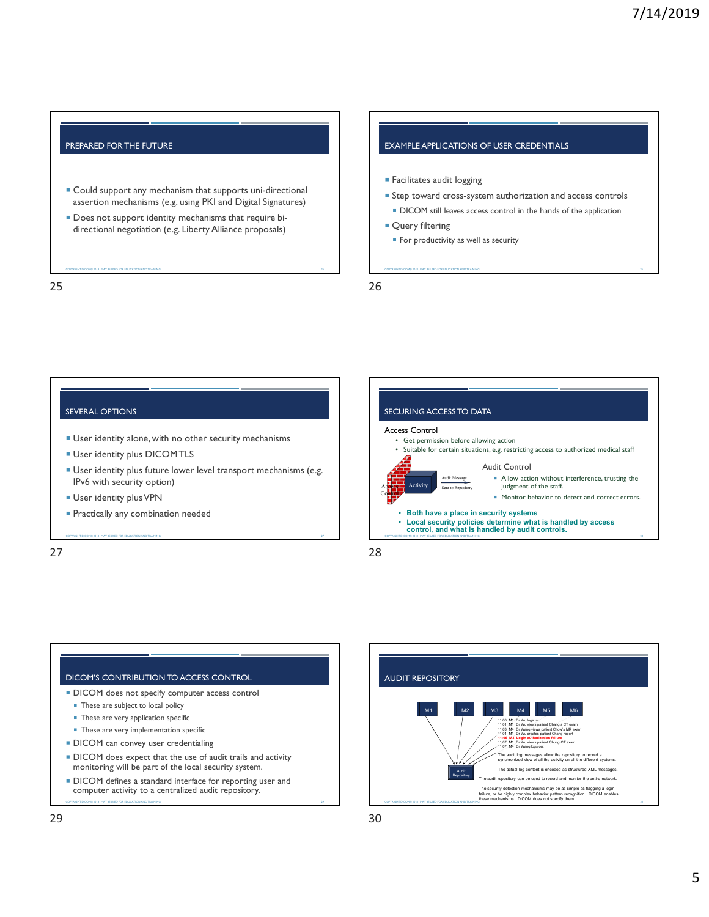## PREPARED FOR THE FUTURE

- Could support any mechanism that supports uni-directional assertion mechanisms (e.g. using PKI and Digital Signatures)
- Does not support identity mechanisms that require bi-directional negotiation (e.g. Liberty Alliance proposals)

## EXAMPLE APPLICATIONS OF USER CREDENTIALS

- Facilitates audit logging
- Step toward cross-system authorization and access controls
  - DICOM still leaves access control in the hands of the application
- Query filtering
  - For productivity as well as security

## SEVERAL OPTIONS

- User identity alone, with no other security mechanisms
- User identity plus DICOM TLS
- User identity plus future lower level transport mechanisms (e.g. IPv6 with security option)
- User identity plus VPN
- Practically any combination needed

## SECURING ACCESS TO DATA

Access Control

- Get permission before allowing action
- Suitable for certain situations, e.g. restricting access to authorized medical staff

Access Control — Activity — Audit Message Sent to Repository

Audit Control

- Allow action without interference, trusting the judgment of the staff.
- Monitor behavior to detect and correct errors.

- **Both have a place in security systems**
- **Local security policies determine what is handled by access control, and what is handled by audit controls.**

## DICOM'S CONTRIBUTION TO ACCESS CONTROL

- DICOM does not specify computer access control
  - These are subject to local policy
  - These are very application specific
  - These are very implementation specific
- DICOM can convey user credentialing
- DICOM does expect that the use of audit trails and activity monitoring will be part of the local security system.
- DICOM defines a standard interface for reporting user and computer activity to a centralized audit repository.

## AUDIT REPOSITORY

M1 M2 M3 M4 M5 M6 → Audit Repository

11:00 M1 Dr Wu logs in
11:01 M1 Dr Wu views patient Cheng's CT exam
11:03 M4 Dr Wang views patient Chow's MR exam
11:04 M1 Dr Wu creates patient Chang report
**11:06 M3 Login authorization failure**
11:07 M1 Dr Wu views patient Chung CT exam
11:07 M4 Dr Wang logs out

The audit log messages allow the repository to record a synchronized view of all the activity on all the different systems.

The actual log content is encoded as structured XML messages.

The audit repository can be used to record and monitor the entire network.

The security detection mechanisms may be as simple as flagging a login failure, or be highly complex behavior pattern recognition. DICOM enables these mechanisms. DICOM does not specify them.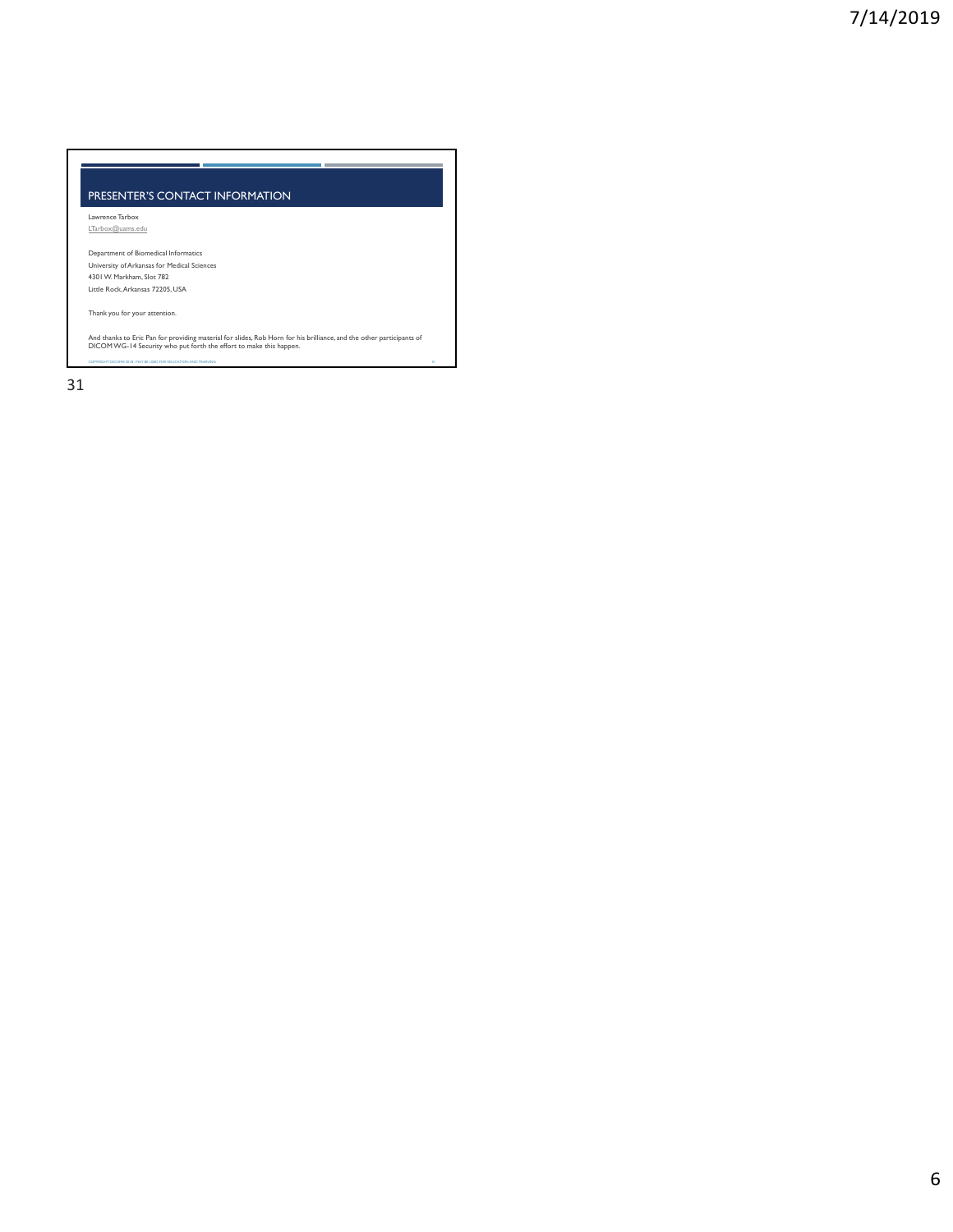## PRESENTER'S CONTACT INFORMATION

Lawrence Tarbox
LTarbox@uams.edu

Department of Biomedical Informatics
University of Arkansas for Medical Sciences
4301 W. Markham, Slot 782
Little Rock, Arkansas 72205, USA

Thank you for your attention.

And thanks to Eric Pan for providing material for slides, Rob Horn for his brilliance, and the other participants of DICOM WG-14 Security who put forth the effort to make this happen.

COPYRIGHT DICOM® 2018 · MAY BE USED FOR EDUCATION AND TRAINING

31